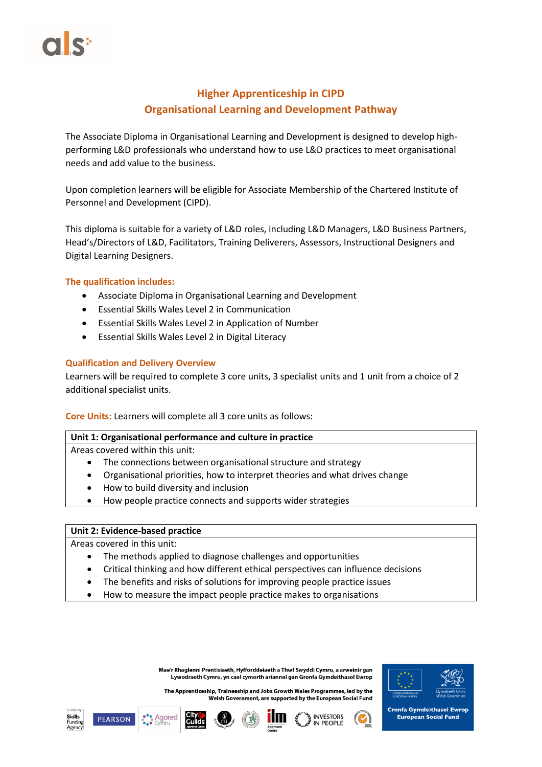## Higher Apprenticeship in CIPD
## Organisational Learning and Development Pathway

The Associate Diploma in Organisational Learning and Development is designed to develop high-performing L&D professionals who understand how to use L&D practices to meet organisational needs and add value to the business.

Upon completion learners will be eligible for Associate Membership of the Chartered Institute of Personnel and Development (CIPD).

This diploma is suitable for a variety of L&D roles, including L&D Managers, L&D Business Partners, Head's/Directors of L&D, Facilitators, Training Deliverers, Assessors, Instructional Designers and Digital Learning Designers.

### The qualification includes:

- Associate Diploma in Organisational Learning and Development
- Essential Skills Wales Level 2 in Communication
- Essential Skills Wales Level 2 in Application of Number
- Essential Skills Wales Level 2 in Digital Literacy

### Qualification and Delivery Overview

Learners will be required to complete 3 core units, 3 specialist units and 1 unit from a choice of 2 additional specialist units.

**Core Units:** Learners will complete all 3 core units as follows:

| **Unit 1: Organisational performance and culture in practice** |
|---|
| Areas covered within this unit:<br>• The connections between organisational structure and strategy<br>• Organisational priorities, how to interpret theories and what drives change<br>• How to build diversity and inclusion<br>• How people practice connects and supports wider strategies |

| **Unit 2: Evidence-based practice** |
|---|
| Areas covered in this unit:<br>• The methods applied to diagnose challenges and opportunities<br>• Critical thinking and how different ethical perspectives can influence decisions<br>• The benefits and risks of solutions for improving people practice issues<br>• How to measure the impact people practice makes to organisations |

Mae'r Rhaglenni Prentisiaeth, Hyfforddeiaeth a Thwf Swyddi Cymru, a arweinir gan Lywodraeth Cymru, yn cael cymorth ariannol gan Gronfa Gymdeithasol Ewrop

The Apprenticeship, Traineeship and Jobs Growth Wales Programmes, led by the Welsh Government, are supported by the European Social Fund

Cronfa Gymdeithasol Ewrop
European Social Fund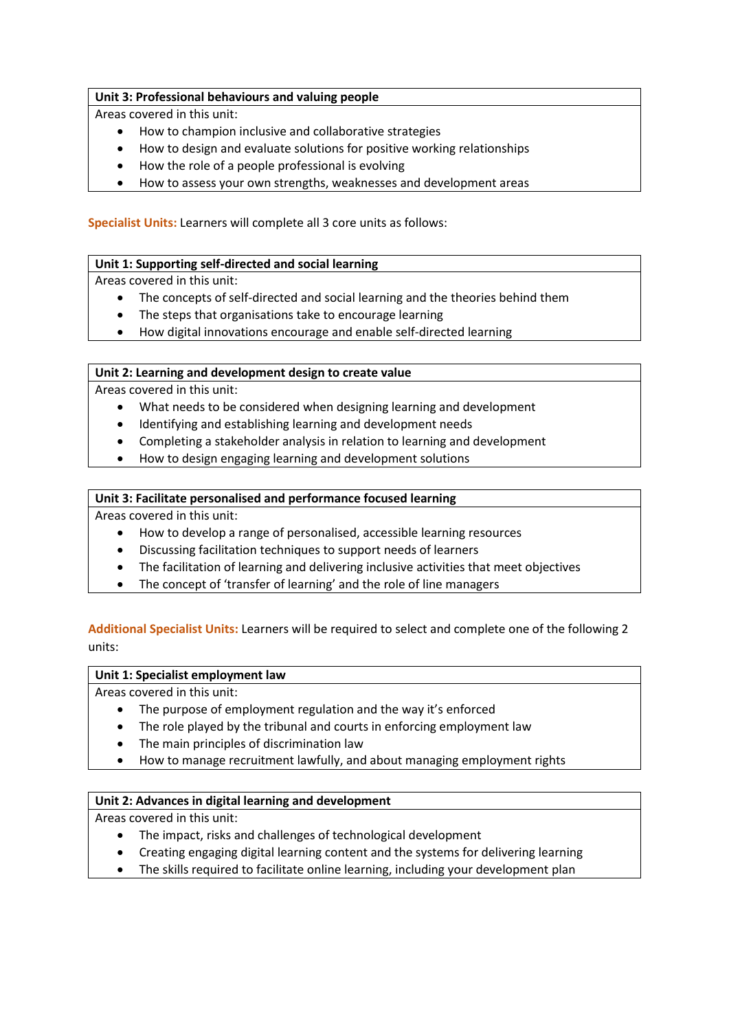| **Unit 3: Professional behaviours and valuing people** |
|---|
| Areas covered in this unit:<br>• How to champion inclusive and collaborative strategies<br>• How to design and evaluate solutions for positive working relationships<br>• How the role of a people professional is evolving<br>• How to assess your own strengths, weaknesses and development areas |

**Specialist Units:** Learners will complete all 3 core units as follows:

| **Unit 1: Supporting self-directed and social learning** |
|---|
| Areas covered in this unit:<br>• The concepts of self-directed and social learning and the theories behind them<br>• The steps that organisations take to encourage learning<br>• How digital innovations encourage and enable self-directed learning |

| **Unit 2: Learning and development design to create value** |
|---|
| Areas covered in this unit:<br>• What needs to be considered when designing learning and development<br>• Identifying and establishing learning and development needs<br>• Completing a stakeholder analysis in relation to learning and development<br>• How to design engaging learning and development solutions |

| **Unit 3: Facilitate personalised and performance focused learning** |
|---|
| Areas covered in this unit:<br>• How to develop a range of personalised, accessible learning resources<br>• Discussing facilitation techniques to support needs of learners<br>• The facilitation of learning and delivering inclusive activities that meet objectives<br>• The concept of 'transfer of learning' and the role of line managers |

**Additional Specialist Units:** Learners will be required to select and complete one of the following 2 units:

| **Unit 1: Specialist employment law** |
|---|
| Areas covered in this unit:<br>• The purpose of employment regulation and the way it's enforced<br>• The role played by the tribunal and courts in enforcing employment law<br>• The main principles of discrimination law<br>• How to manage recruitment lawfully, and about managing employment rights |

| **Unit 2: Advances in digital learning and development** |
|---|
| Areas covered in this unit:<br>• The impact, risks and challenges of technological development<br>• Creating engaging digital learning content and the systems for delivering learning<br>• The skills required to facilitate online learning, including your development plan |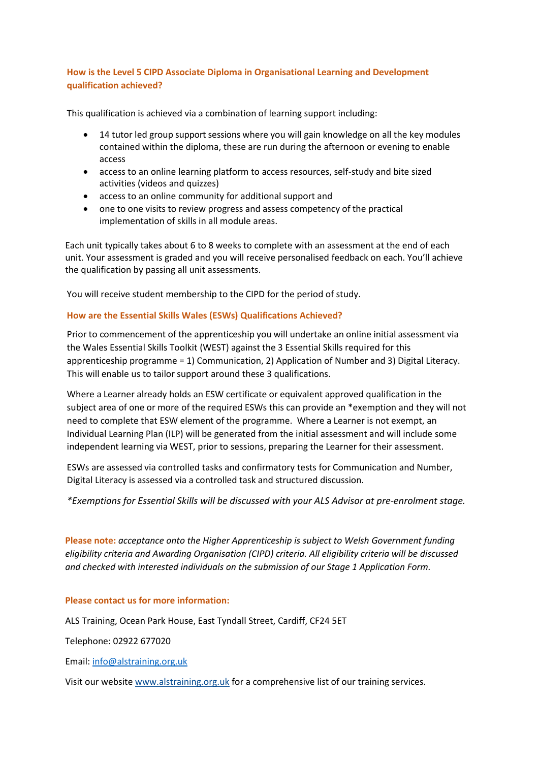### How is the Level 5 CIPD Associate Diploma in Organisational Learning and Development qualification achieved?

This qualification is achieved via a combination of learning support including:

- 14 tutor led group support sessions where you will gain knowledge on all the key modules contained within the diploma, these are run during the afternoon or evening to enable access
- access to an online learning platform to access resources, self-study and bite sized activities (videos and quizzes)
- access to an online community for additional support and
- one to one visits to review progress and assess competency of the practical implementation of skills in all module areas.

Each unit typically takes about 6 to 8 weeks to complete with an assessment at the end of each unit. Your assessment is graded and you will receive personalised feedback on each. You'll achieve the qualification by passing all unit assessments.

You will receive student membership to the CIPD for the period of study.

### How are the Essential Skills Wales (ESWs) Qualifications Achieved?

Prior to commencement of the apprenticeship you will undertake an online initial assessment via the Wales Essential Skills Toolkit (WEST) against the 3 Essential Skills required for this apprenticeship programme = 1) Communication, 2) Application of Number and 3) Digital Literacy. This will enable us to tailor support around these 3 qualifications.

Where a Learner already holds an ESW certificate or equivalent approved qualification in the subject area of one or more of the required ESWs this can provide an *exemption and they will not need to complete that ESW element of the programme. Where a Learner is not exempt, an Individual Learning Plan (ILP) will be generated from the initial assessment and will include some independent learning via WEST, prior to sessions, preparing the Learner for their assessment.

ESWs are assessed via controlled tasks and confirmatory tests for Communication and Number, Digital Literacy is assessed via a controlled task and structured discussion.

*\*Exemptions for Essential Skills will be discussed with your ALS Advisor at pre-enrolment stage.*

**Please note:** *acceptance onto the Higher Apprenticeship is subject to Welsh Government funding eligibility criteria and Awarding Organisation (CIPD) criteria. All eligibility criteria will be discussed and checked with interested individuals on the submission of our Stage 1 Application Form.*

### Please contact us for more information:

ALS Training, Ocean Park House, East Tyndall Street, Cardiff, CF24 5ET

Telephone: 02922 677020

Email: [info@alstraining.org.uk](mailto:info@alstraining.org.uk)

Visit our website [www.alstraining.org.uk](http://www.alstraining.org.uk) for a comprehensive list of our training services.